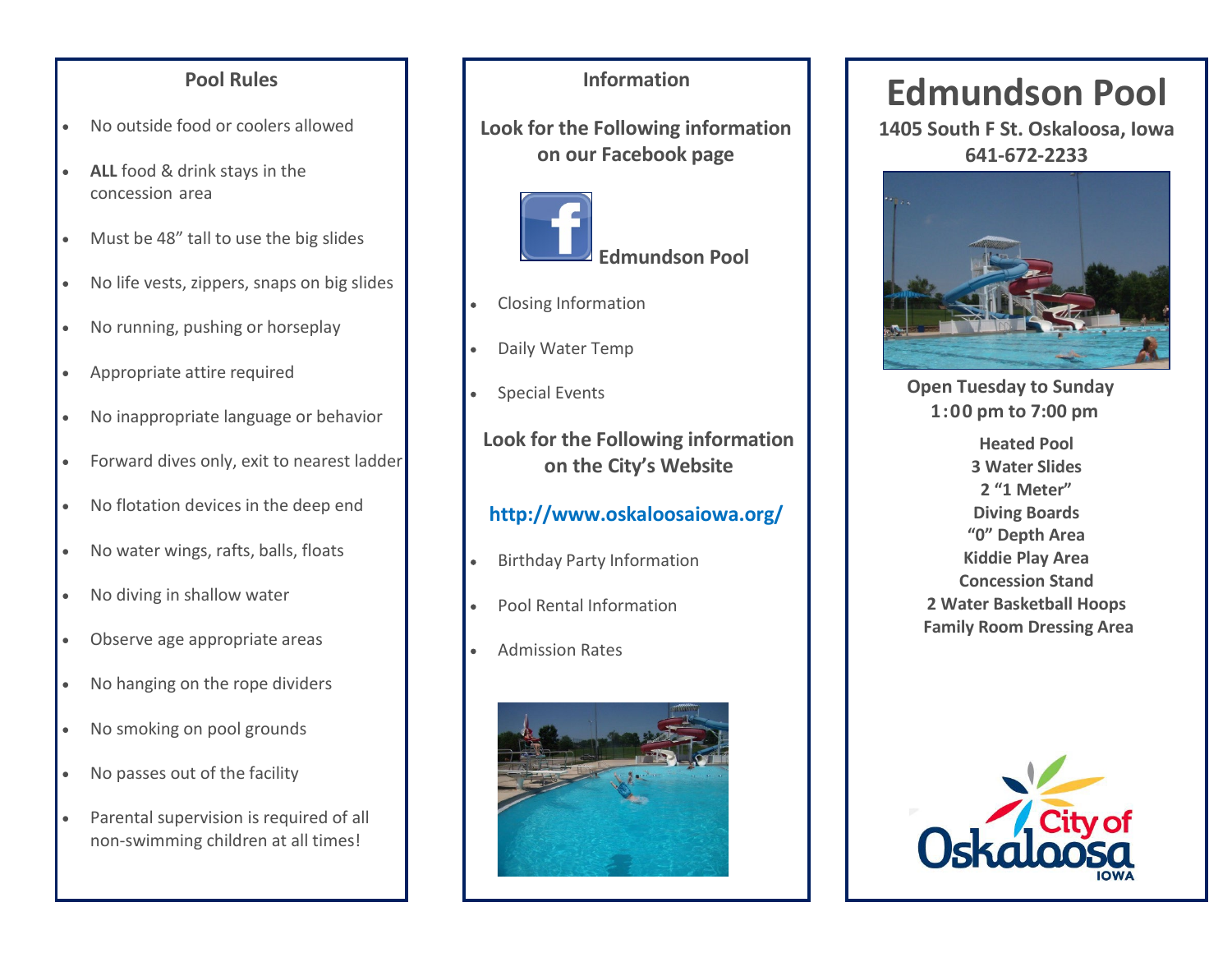## Pool Rules

- No outside food or coolers allowed
- **ALL** food & drink stays in the concession area
- Must be 48" tall to use the big slides
- No life vests, zippers, snaps on big slides
- No running, pushing or horseplay
- Appropriate attire required
- No inappropriate language or behavior
- Forward dives only, exit to nearest ladder
- No flotation devices in the deep end
- No water wings, rafts, balls, floats
- No diving in shallow water
- Observe age appropriate areas
- No hanging on the rope dividers
- No smoking on pool grounds
- No passes out of the facility
- Parental supervision is required of all non-swimming children at all times!

## Information

**Look for the Following information on our Facebook page**

**Edmundson Pool**

- Closing Information
- Daily Water Temp
- Special Events

**Look for the Following information on the City's Website**

**http://www.oskaloosaiowa.org/**

- Birthday Party Information
- Pool Rental Information
- Admission Rates

# Edmundson Pool

**1405 South F St. Oskaloosa, Iowa**
**641-672-2233**

**Open Tuesday to Sunday**
**1:00 pm to 7:00 pm**

**Heated Pool**
**3 Water Slides**
**2 "1 Meter"**
**Diving Boards**
**"0" Depth Area**
**Kiddie Play Area**
**Concession Stand**
**2 Water Basketball Hoops**
**Family Room Dressing Area**

City of Oskaloosa IOWA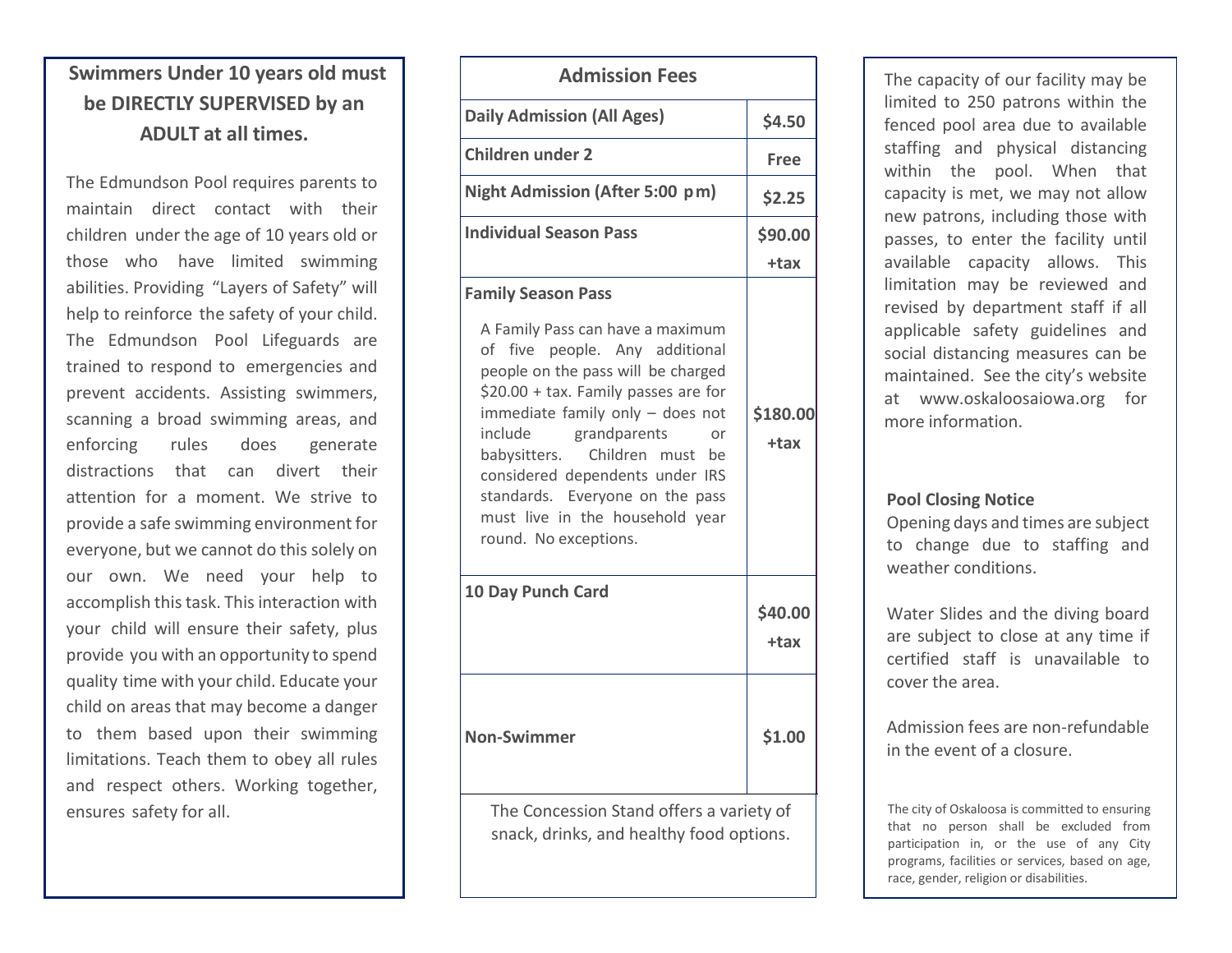## Swimmers Under 10 years old must be DIRECTLY SUPERVISED by an ADULT at all times.

The Edmundson Pool requires parents to maintain direct contact with their children under the age of 10 years old or those who have limited swimming abilities. Providing "Layers of Safety" will help to reinforce the safety of your child. The Edmundson Pool Lifeguards are trained to respond to emergencies and prevent accidents. Assisting swimmers, scanning a broad swimming areas, and enforcing rules does generate distractions that can divert their attention for a moment. We strive to provide a safe swimming environment for everyone, but we cannot do this solely on our own. We need your help to accomplish this task. This interaction with your child will ensure their safety, plus provide you with an opportunity to spend quality time with your child. Educate your child on areas that may become a danger to them based upon their swimming limitations. Teach them to obey all rules and respect others. Working together, ensures safety for all.

## Admission Fees

| | |
|---|---|
| **Daily Admission (All Ages)** | **$4.50** |
| **Children under 2** | **Free** |
| **Night Admission (After 5:00 pm)** | **$2.25** |
| **Individual Season Pass** | **$90.00 +tax** |
| **Family Season Pass**<br>A Family Pass can have a maximum of five people. Any additional people on the pass will be charged $20.00 + tax. Family passes are for immediate family only – does not include grandparents or babysitters. Children must be considered dependents under IRS standards. Everyone on the pass must live in the household year round. No exceptions. | **$180.00 +tax** |
| **10 Day Punch Card** | **$40.00 +tax** |
| **Non-Swimmer** | **$1.00** |

The Concession Stand offers a variety of snack, drinks, and healthy food options.

The capacity of our facility may be limited to 250 patrons within the fenced pool area due to available staffing and physical distancing within the pool. When that capacity is met, we may not allow new patrons, including those with passes, to enter the facility until available capacity allows. This limitation may be reviewed and revised by department staff if all applicable safety guidelines and social distancing measures can be maintained. See the city's website at www.oskaloosaiowa.org for more information.

**Pool Closing Notice**

Opening days and times are subject to change due to staffing and weather conditions.

Water Slides and the diving board are subject to close at any time if certified staff is unavailable to cover the area.

Admission fees are non-refundable in the event of a closure.

The city of Oskaloosa is committed to ensuring that no person shall be excluded from participation in, or the use of any City programs, facilities or services, based on age, race, gender, religion or disabilities.